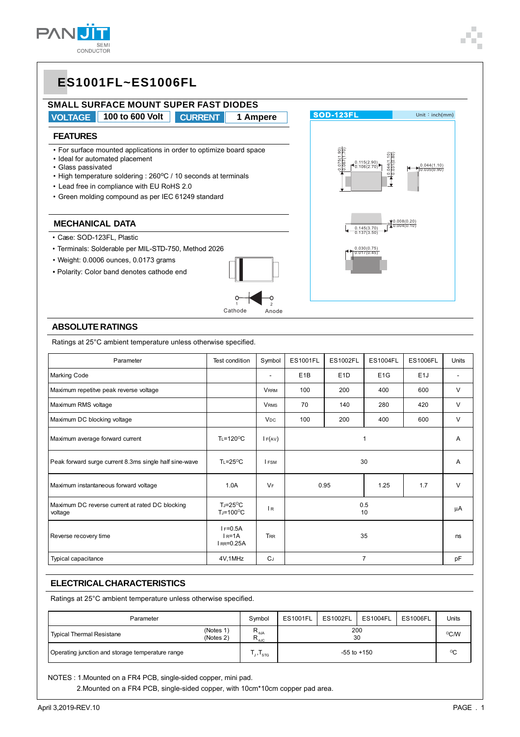# ES1001FL~ES1006FL

## SMALL SURFACE MOUNT SUPER FAST DIODES

**VOLTAGE** 100 to 600 Volt **CURRENT** 1 Ampere

### FEATURES

- For surface mounted applications in order to optimize board space
- Ideal for automated placement
- Glass passivated
- High temperature soldering : 260°C / 10 seconds at terminals
- Lead free in compliance with EU RoHS 2.0
- Green molding compound as per IEC 61249 standard

### MECHANICAL DATA

- Case: SOD-123FL, Plastic
- Terminals: Solderable per MIL-STD-750, Method 2026
- Weight: 0.0006 ounces, 0.0173 grams
- Polarity: Color band denotes cathode end

1 Cathode 2 Anode

SOD-123FL Unit：inch(mm)

0.075(1.90) / 0.067(1.70); 0.115(2.90) / 0.106(2.70); 0.044(1.10) / 0.031(0.80); 0.044(1.10) / 0.035(0.90); 0.145(3.70) / 0.137(3.50); 0.008(0.20) / 0.004(0.10); 0.030(0.75) / 0.017(0.45)

### ABSOLUTE RATINGS

Ratings at 25°C ambient temperature unless otherwise specified.

| Parameter | Test condition | Symbol | ES1001FL | ES1002FL | ES1004FL | ES1006FL | Units |
|---|---|---|---|---|---|---|---|
| Marking Code | | - | E1B | E1D | E1G | E1J | - |
| Maximum repetitve peak reverse voltage | | $V_{RRM}$ | 100 | 200 | 400 | 600 | V |
| Maximum RMS voltage | | $V_{RMS}$ | 70 | 140 | 280 | 420 | V |
| Maximum DC blocking voltage | | $V_{DC}$ | 100 | 200 | 400 | 600 | V |
| Maximum average forward current | $T_L$=120°C | $I_{F(AV)}$ | 1 | | | | A |
| Peak forward surge current 8.3ms single half sine-wave | $T_L$=25°C | $I_{FSM}$ | 30 | | | | A |
| Maximum instantaneous forward voltage | 1.0A | $V_F$ | 0.95 | | 1.25 | 1.7 | V |
| Maximum DC reverse current at rated DC blocking voltage | $T_J$=25°C<br>$T_J$=100°C | $I_R$ | 0.5<br>10 | | | | μA |
| Reverse recovery time | $I_F$=0.5A<br>$I_R$=1A<br>$I_{RR}$=0.25A | $T_{RR}$ | 35 | | | | ns |
| Typical capacitance | 4V,1MHz | $C_J$ | 7 | | | | pF |

### ELECTRICAL CHARACTERISTICS

Ratings at 25°C ambient temperature unless otherwise specified.

| Parameter | | Symbol | ES1001FL | ES1002FL | ES1004FL | ES1006FL | Units |
|---|---|---|---|---|---|---|---|
| Typical Thermal Resistane | (Notes 1)<br>(Notes 2) | $R_{\theta JA}$<br>$R_{\theta JC}$ | 200<br>30 | | | | °C/W |
| Operating junction and storage temperature range | | $T_J$, $T_{STG}$ | -55 to +150 | | | | °C |

NOTES : 1.Mounted on a FR4 PCB, single-sided copper, mini pad.
2.Mounted on a FR4 PCB, single-sided copper, with 10cm*10cm copper pad area.

April 3,2019-REV.10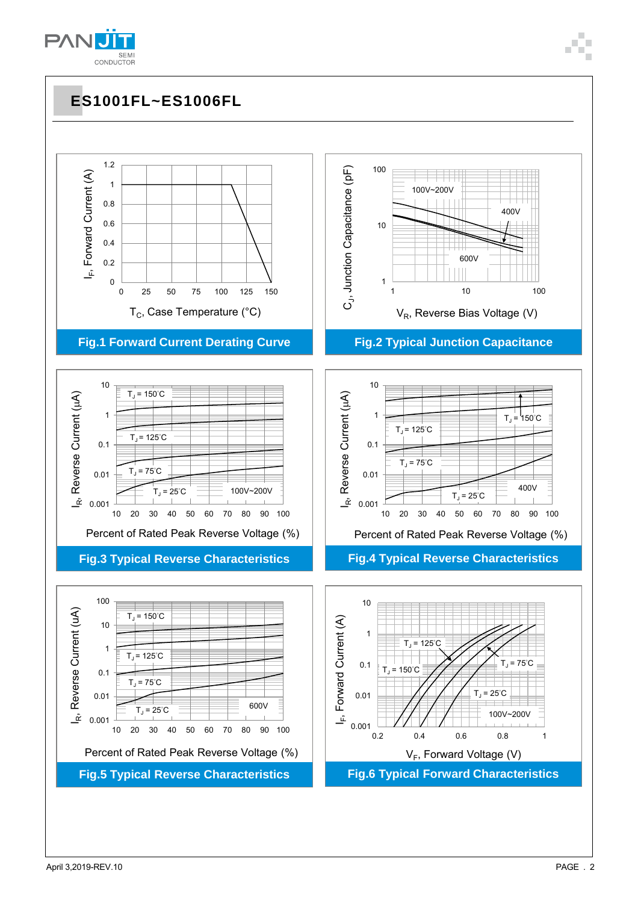# ES1001FL~ES1006FL

$I_F$, Forward Current (A)

1.2, 1, 0.8, 0.6, 0.4, 0.2, 0

0, 25, 50, 75, 100, 125, 150

$T_C$, Case Temperature (°C)

**Fig.1 Forward Current Derating Curve**

$C_J$, Junction Capacitance (pF)

100, 10, 1

1, 10, 100

100V~200V

400V

600V

$V_R$, Reverse Bias Voltage (V)

**Fig.2 Typical Junction Capacitance**

$I_R$, Reverse Current (µA)

10, 1, 0.1, 0.01, 0.001

10, 20, 30, 40, 50, 60, 70, 80, 90, 100

$T_J$ = 150°C

$T_J$ = 125°C

$T_J$ = 75°C

$T_J$ = 25°C

100V~200V

Percent of Rated Peak Reverse Voltage (%)

**Fig.3 Typical Reverse Characteristics**

$I_R$, Reverse Current (µA)

10, 1, 0.1, 0.01, 0.001

10, 20, 30, 40, 50, 60, 70, 80, 90, 100

$T_J$ = 150°C

$T_J$ = 125°C

$T_J$ = 75°C

$T_J$ = 25°C

400V

Percent of Rated Peak Reverse Voltage (%)

**Fig.4 Typical Reverse Characteristics**

$I_R$, Reverse Current (uA)

100, 10, 1, 0.1, 0.01, 0.001

10, 20, 30, 40, 50, 60, 70, 80, 90, 100

$T_J$ = 150°C

$T_J$ = 125°C

$T_J$ = 75°C

$T_J$ = 25°C

600V

Percent of Rated Peak Reverse Voltage (%)

**Fig.5 Typical Reverse Characteristics**

$I_F$, Forward Current (A)

10, 1, 0.1, 0.01, 0.001

0.2, 0.4, 0.6, 0.8, 1

$T_J$ = 125°C

$T_J$ = 150°C

$T_J$ = 75°C

$T_J$ = 25°C

100V~200V

$V_F$, Forward Voltage (V)

**Fig.6 Typical Forward Characteristics**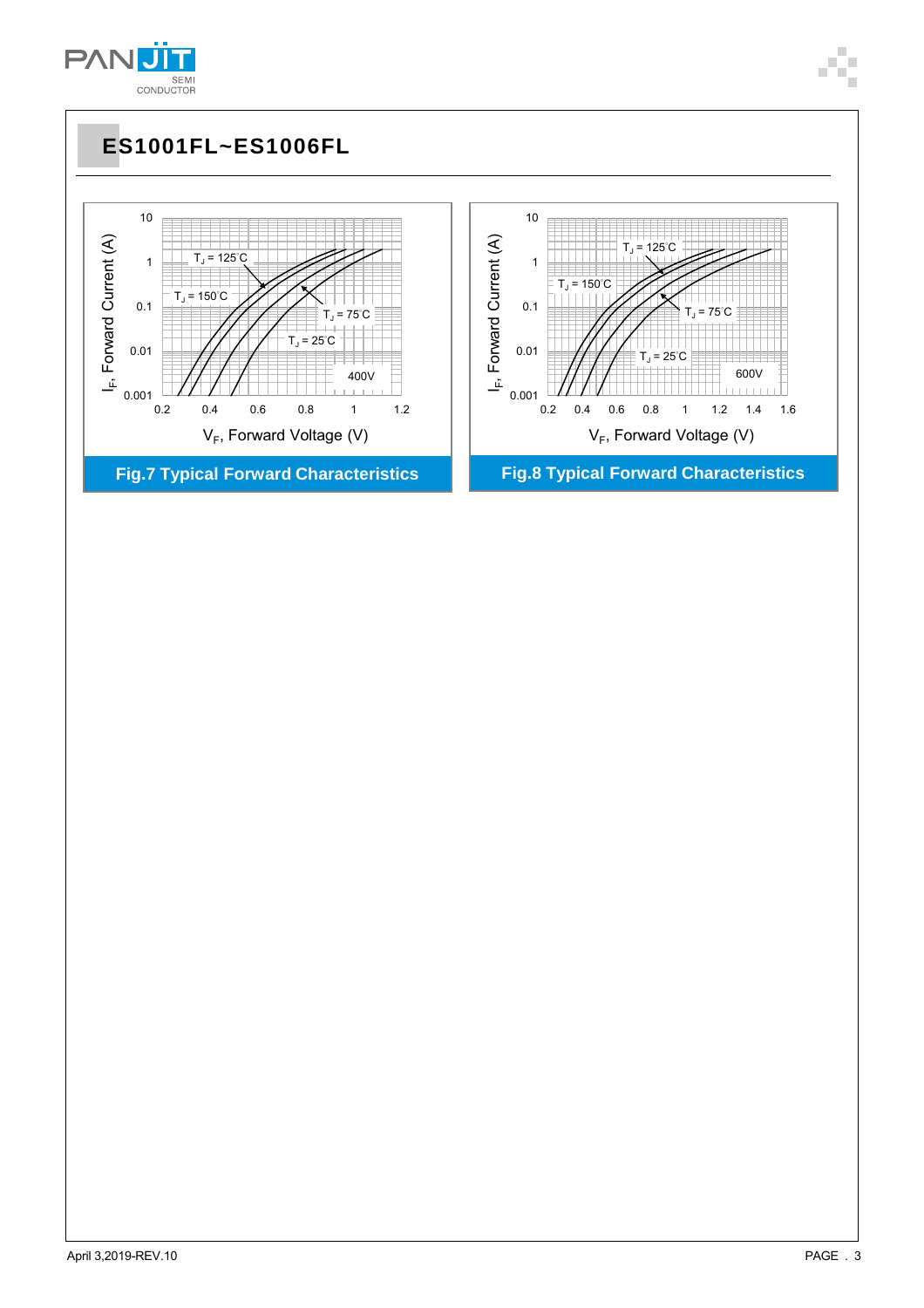## ES1001FL~ES1006FL

Fig.7 Typical Forward Characteristics

Fig.8 Typical Forward Characteristics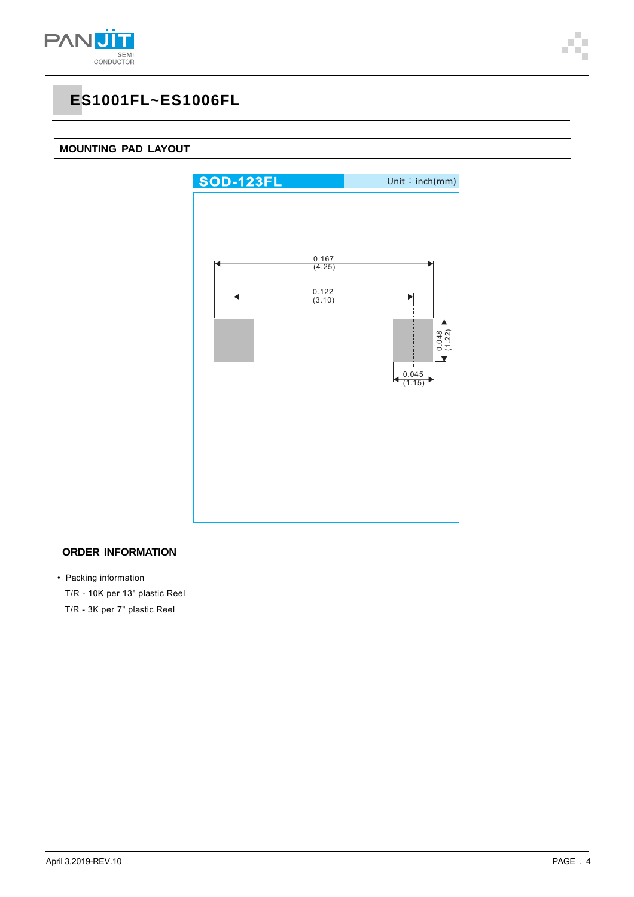# ES1001FL~ES1006FL

## MOUNTING PAD LAYOUT

SOD-123FL Unit：inch(mm)

0.167 (4.25)

0.122 (3.10)

0.048 (1.22)

0.045 (1.15)

## ORDER INFORMATION

- Packing information

  T/R - 10K per 13" plastic Reel

  T/R - 3K per 7" plastic Reel

April 3,2019-REV.10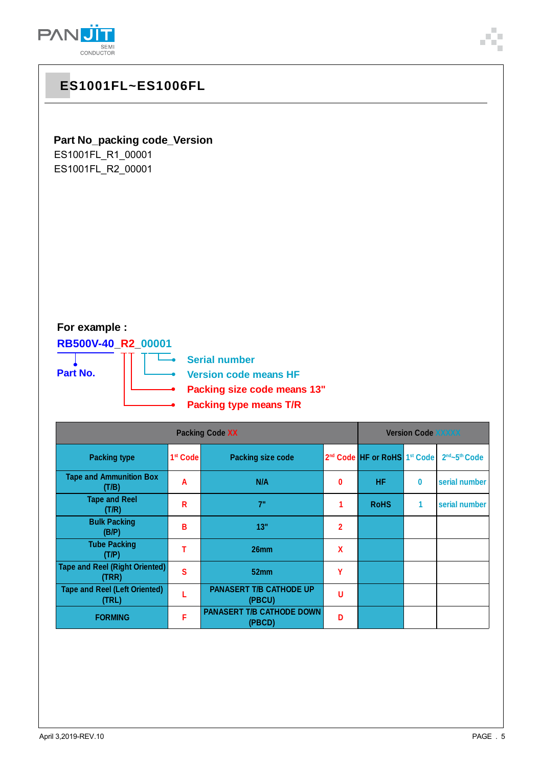# ES1001FL~ES1006FL

**Part No_packing code_Version**

ES1001FL_R1_00001
ES1001FL_R2_00001

**For example :**

**RB500V-40_R2_00001**

**Part No.**

- **Serial number**
- **Version code means HF**
- **Packing size code means 13"**
- **Packing type means T/R**

| Packing Code XX | | | | Version Code XXXXX | | |
|---|---|---|---|---|---|---|
| Packing type | 1st Code | Packing size code | 2nd Code | HF or RoHS | 1st Code | 2nd~5th Code |
| Tape and Ammunition Box (T/B) | A | N/A | 0 | HF | 0 | serial number |
| Tape and Reel (T/R) | R | 7" | 1 | RoHS | 1 | serial number |
| Bulk Packing (B/P) | B | 13" | 2 | | | |
| Tube Packing (T/P) | T | 26mm | X | | | |
| Tape and Reel (Right Oriented) (TRR) | S | 52mm | Y | | | |
| Tape and Reel (Left Oriented) (TRL) | L | PANASERT T/B CATHODE UP (PBCU) | U | | | |
| FORMING | F | PANASERT T/B CATHODE DOWN (PBCD) | D | | | |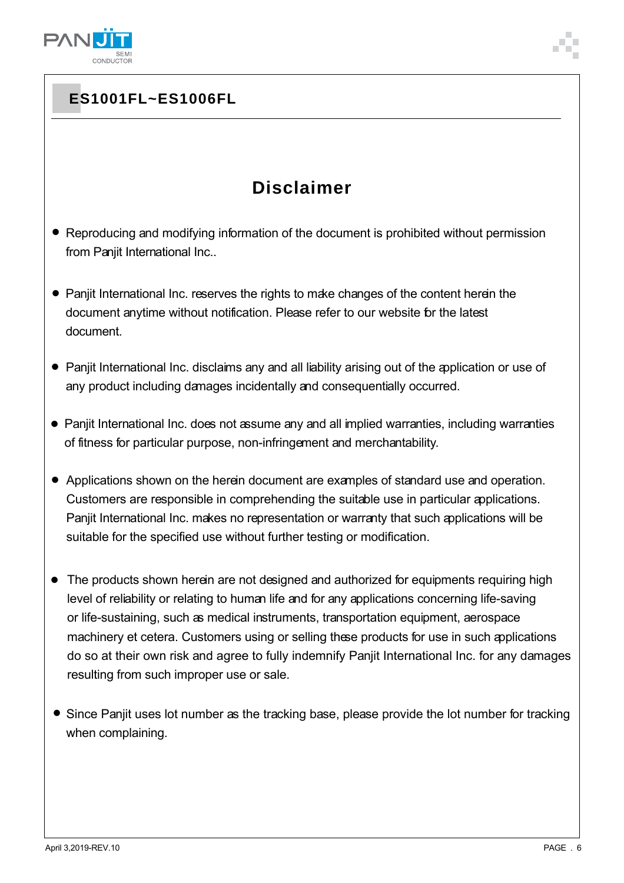## ES1001FL~ES1006FL

# Disclaimer

- Reproducing and modifying information of the document is prohibited without permission from Panjit International Inc..
- Panjit International Inc. reserves the rights to make changes of the content herein the document anytime without notification. Please refer to our website for the latest document.
- Panjit International Inc. disclaims any and all liability arising out of the application or use of any product including damages incidentally and consequentially occurred.
- Panjit International Inc. does not assume any and all implied warranties, including warranties of fitness for particular purpose, non-infringement and merchantability.
- Applications shown on the herein document are examples of standard use and operation. Customers are responsible in comprehending the suitable use in particular applications. Panjit International Inc. makes no representation or warranty that such applications will be suitable for the specified use without further testing or modification.
- The products shown herein are not designed and authorized for equipments requiring high level of reliability or relating to human life and for any applications concerning life-saving or life-sustaining, such as medical instruments, transportation equipment, aerospace machinery et cetera. Customers using or selling these products for use in such applications do so at their own risk and agree to fully indemnify Panjit International Inc. for any damages resulting from such improper use or sale.
- Since Panjit uses lot number as the tracking base, please provide the lot number for tracking when complaining.

April 3,2019-REV.10